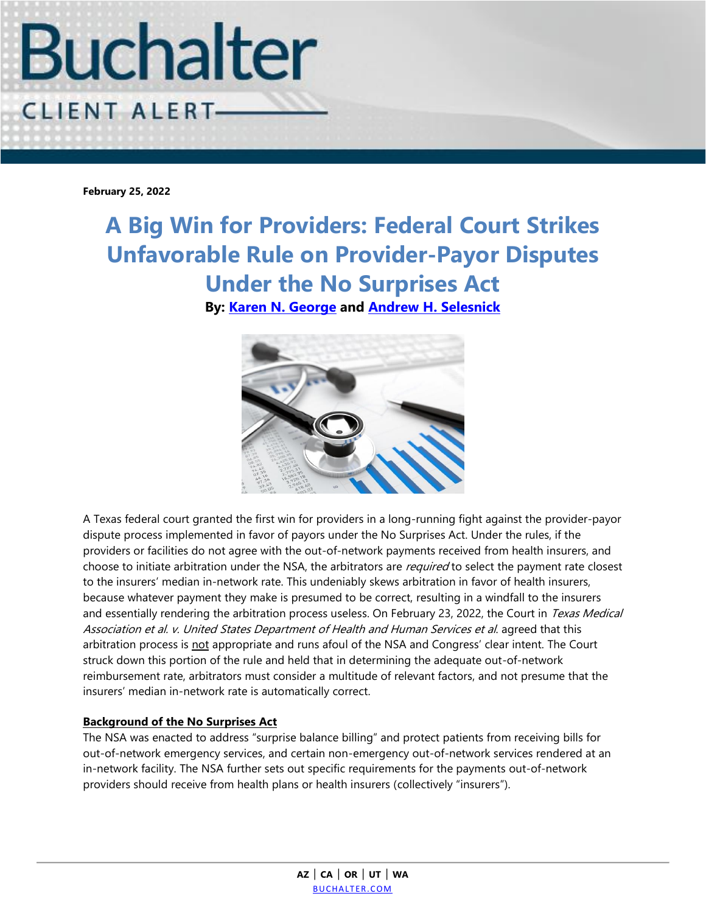# Buchalter

CLIENT ALERT

**February 25, 2022**

## A Big Win for Providers: Federal Court Strikes Unfavorable Rule on Provider-Payor Disputes Under the No Surprises Act

**By: Karen N. George and Andrew H. Selesnick**

A Texas federal court granted the first win for providers in a long-running fight against the provider-payor dispute process implemented in favor of payors under the No Surprises Act. Under the rules, if the providers or facilities do not agree with the out-of-network payments received from health insurers, and choose to initiate arbitration under the NSA, the arbitrators are *required* to select the payment rate closest to the insurers' median in-network rate. This undeniably skews arbitration in favor of health insurers, because whatever payment they make is presumed to be correct, resulting in a windfall to the insurers and essentially rendering the arbitration process useless. On February 23, 2022, the Court in *Texas Medical Association et al. v. United States Department of Health and Human Services et al.* agreed that this arbitration process is not appropriate and runs afoul of the NSA and Congress' clear intent. The Court struck down this portion of the rule and held that in determining the adequate out-of-network reimbursement rate, arbitrators must consider a multitude of relevant factors, and not presume that the insurers' median in-network rate is automatically correct.

**Background of the No Surprises Act**

The NSA was enacted to address "surprise balance billing" and protect patients from receiving bills for out-of-network emergency services, and certain non-emergency out-of-network services rendered at an in-network facility. The NSA further sets out specific requirements for the payments out-of-network providers should receive from health plans or health insurers (collectively "insurers").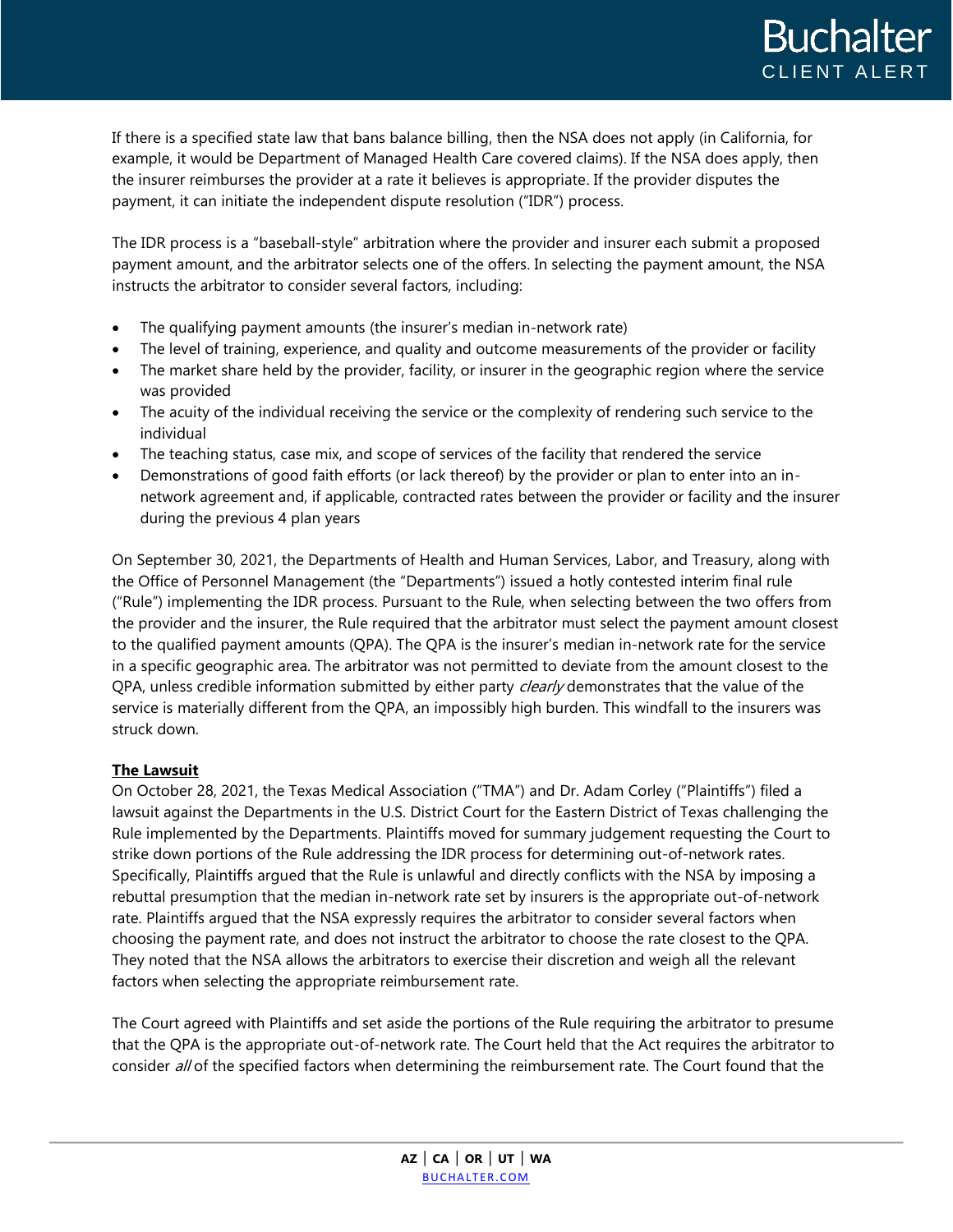If there is a specified state law that bans balance billing, then the NSA does not apply (in California, for example, it would be Department of Managed Health Care covered claims). If the NSA does apply, then the insurer reimburses the provider at a rate it believes is appropriate. If the provider disputes the payment, it can initiate the independent dispute resolution ("IDR") process.

The IDR process is a "baseball-style" arbitration where the provider and insurer each submit a proposed payment amount, and the arbitrator selects one of the offers. In selecting the payment amount, the NSA instructs the arbitrator to consider several factors, including:

- The qualifying payment amounts (the insurer's median in-network rate)
- The level of training, experience, and quality and outcome measurements of the provider or facility
- The market share held by the provider, facility, or insurer in the geographic region where the service was provided
- The acuity of the individual receiving the service or the complexity of rendering such service to the individual
- The teaching status, case mix, and scope of services of the facility that rendered the service
- Demonstrations of good faith efforts (or lack thereof) by the provider or plan to enter into an in-network agreement and, if applicable, contracted rates between the provider or facility and the insurer during the previous 4 plan years

On September 30, 2021, the Departments of Health and Human Services, Labor, and Treasury, along with the Office of Personnel Management (the "Departments") issued a hotly contested interim final rule ("Rule") implementing the IDR process. Pursuant to the Rule, when selecting between the two offers from the provider and the insurer, the Rule required that the arbitrator must select the payment amount closest to the qualified payment amounts (QPA). The QPA is the insurer's median in-network rate for the service in a specific geographic area. The arbitrator was not permitted to deviate from the amount closest to the QPA, unless credible information submitted by either party *clearly* demonstrates that the value of the service is materially different from the QPA, an impossibly high burden. This windfall to the insurers was struck down.

**The Lawsuit**

On October 28, 2021, the Texas Medical Association ("TMA") and Dr. Adam Corley ("Plaintiffs") filed a lawsuit against the Departments in the U.S. District Court for the Eastern District of Texas challenging the Rule implemented by the Departments. Plaintiffs moved for summary judgement requesting the Court to strike down portions of the Rule addressing the IDR process for determining out-of-network rates. Specifically, Plaintiffs argued that the Rule is unlawful and directly conflicts with the NSA by imposing a rebuttal presumption that the median in-network rate set by insurers is the appropriate out-of-network rate. Plaintiffs argued that the NSA expressly requires the arbitrator to consider several factors when choosing the payment rate, and does not instruct the arbitrator to choose the rate closest to the QPA. They noted that the NSA allows the arbitrators to exercise their discretion and weigh all the relevant factors when selecting the appropriate reimbursement rate.

The Court agreed with Plaintiffs and set aside the portions of the Rule requiring the arbitrator to presume that the QPA is the appropriate out-of-network rate. The Court held that the Act requires the arbitrator to consider *all* of the specified factors when determining the reimbursement rate. The Court found that the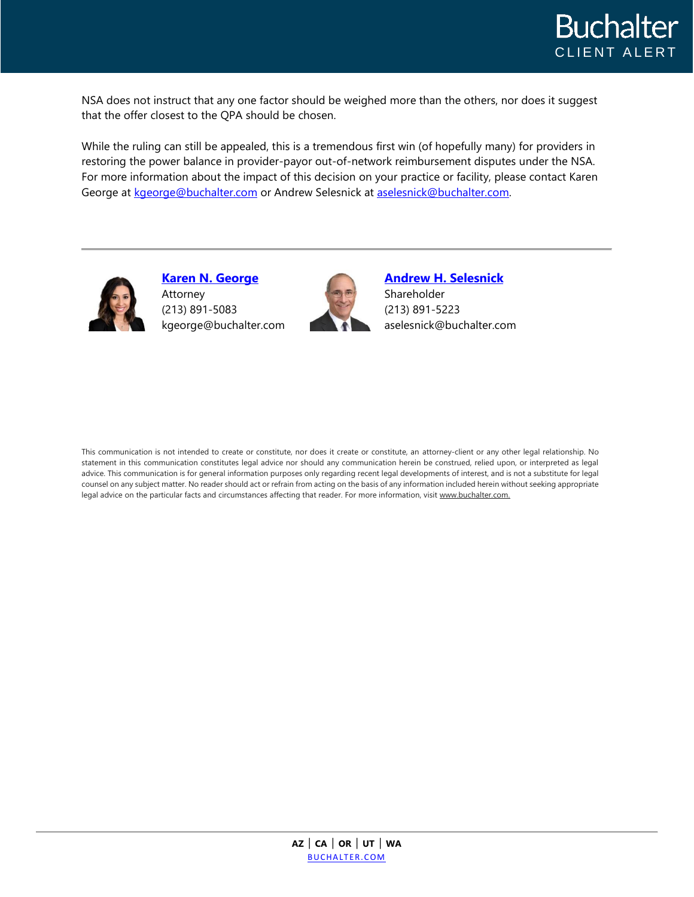NSA does not instruct that any one factor should be weighed more than the others, nor does it suggest that the offer closest to the QPA should be chosen.

While the ruling can still be appealed, this is a tremendous first win (of hopefully many) for providers in restoring the power balance in provider-payor out-of-network reimbursement disputes under the NSA. For more information about the impact of this decision on your practice or facility, please contact Karen George at kgeorge@buchalter.com or Andrew Selesnick at aselesnick@buchalter.com.

---

**Karen N. George**
Attorney
(213) 891-5083
kgeorge@buchalter.com

**Andrew H. Selesnick**
Shareholder
(213) 891-5223
aselesnick@buchalter.com

This communication is not intended to create or constitute, nor does it create or constitute, an attorney-client or any other legal relationship. No statement in this communication constitutes legal advice nor should any communication herein be construed, relied upon, or interpreted as legal advice. This communication is for general information purposes only regarding recent legal developments of interest, and is not a substitute for legal counsel on any subject matter. No reader should act or refrain from acting on the basis of any information included herein without seeking appropriate legal advice on the particular facts and circumstances affecting that reader. For more information, visit www.buchalter.com.